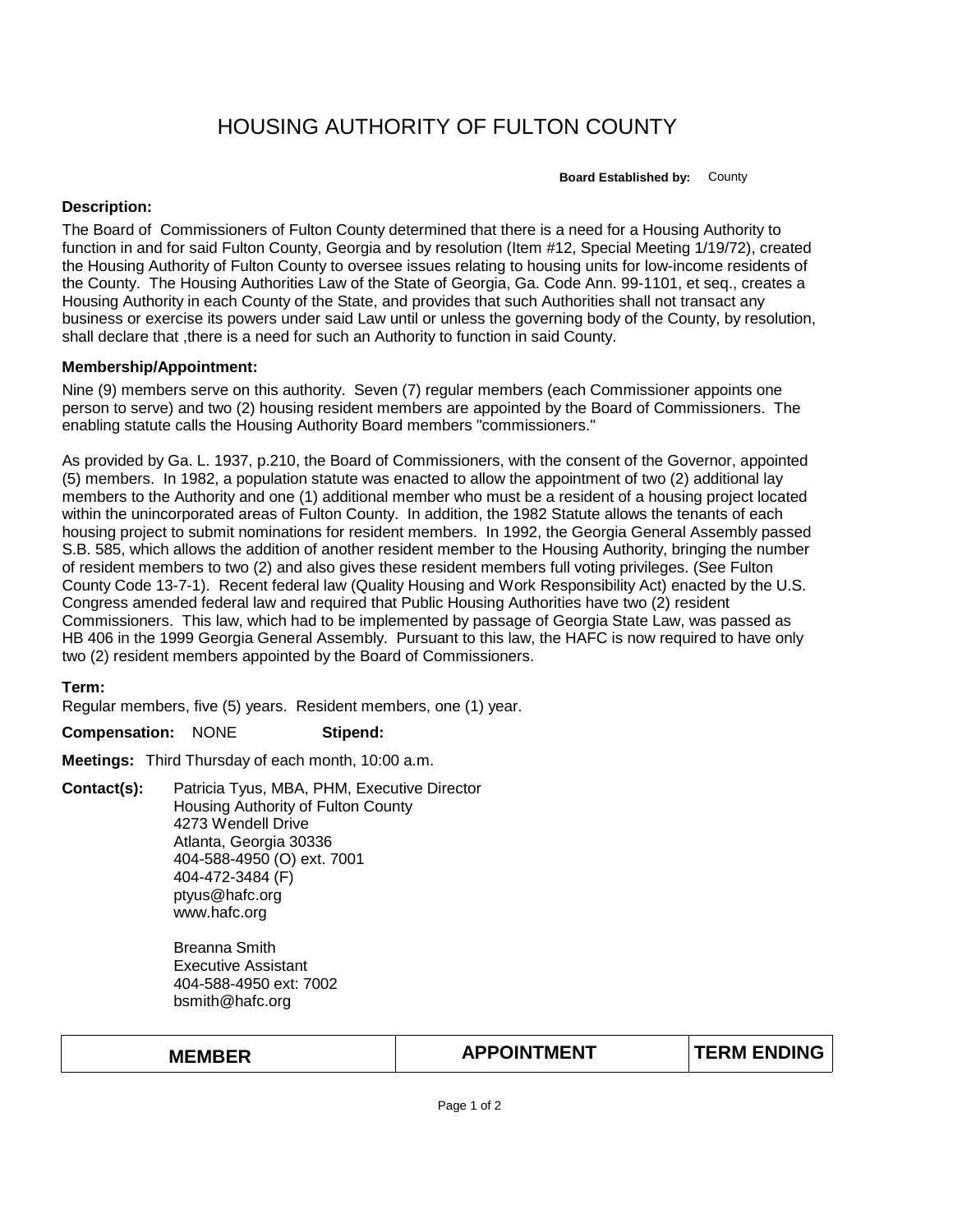# HOUSING AUTHORITY OF FULTON COUNTY

**Board Established by:** County

**Description:**

The Board of Commissioners of Fulton County determined that there is a need for a Housing Authority to function in and for said Fulton County, Georgia and by resolution (Item #12, Special Meeting 1/19/72), created the Housing Authority of Fulton County to oversee issues relating to housing units for low-income residents of the County. The Housing Authorities Law of the State of Georgia, Ga. Code Ann. 99-1101, et seq., creates a Housing Authority in each County of the State, and provides that such Authorities shall not transact any business or exercise its powers under said Law until or unless the governing body of the County, by resolution, shall declare that ,there is a need for such an Authority to function in said County.

**Membership/Appointment:**

Nine (9) members serve on this authority. Seven (7) regular members (each Commissioner appoints one person to serve) and two (2) housing resident members are appointed by the Board of Commissioners. The enabling statute calls the Housing Authority Board members "commissioners."

As provided by Ga. L. 1937, p.210, the Board of Commissioners, with the consent of the Governor, appointed (5) members. In 1982, a population statute was enacted to allow the appointment of two (2) additional lay members to the Authority and one (1) additional member who must be a resident of a housing project located within the unincorporated areas of Fulton County. In addition, the 1982 Statute allows the tenants of each housing project to submit nominations for resident members. In 1992, the Georgia General Assembly passed S.B. 585, which allows the addition of another resident member to the Housing Authority, bringing the number of resident members to two (2) and also gives these resident members full voting privileges. (See Fulton County Code 13-7-1). Recent federal law (Quality Housing and Work Responsibility Act) enacted by the U.S. Congress amended federal law and required that Public Housing Authorities have two (2) resident Commissioners. This law, which had to be implemented by passage of Georgia State Law, was passed as HB 406 in the 1999 Georgia General Assembly. Pursuant to this law, the HAFC is now required to have only two (2) resident members appointed by the Board of Commissioners.

**Term:**
Regular members, five (5) years. Resident members, one (1) year.

**Compensation:** NONE **Stipend:**

**Meetings:** Third Thursday of each month, 10:00 a.m.

**Contact(s):**

Patricia Tyus, MBA, PHM, Executive Director
Housing Authority of Fulton County
4273 Wendell Drive
Atlanta, Georgia 30336
404-588-4950 (O) ext. 7001
404-472-3484 (F)
ptyus@hafc.org
www.hafc.org

Breanna Smith
Executive Assistant
404-588-4950 ext: 7002
bsmith@hafc.org

| MEMBER | APPOINTMENT | TERM ENDING |
| --- | --- | --- |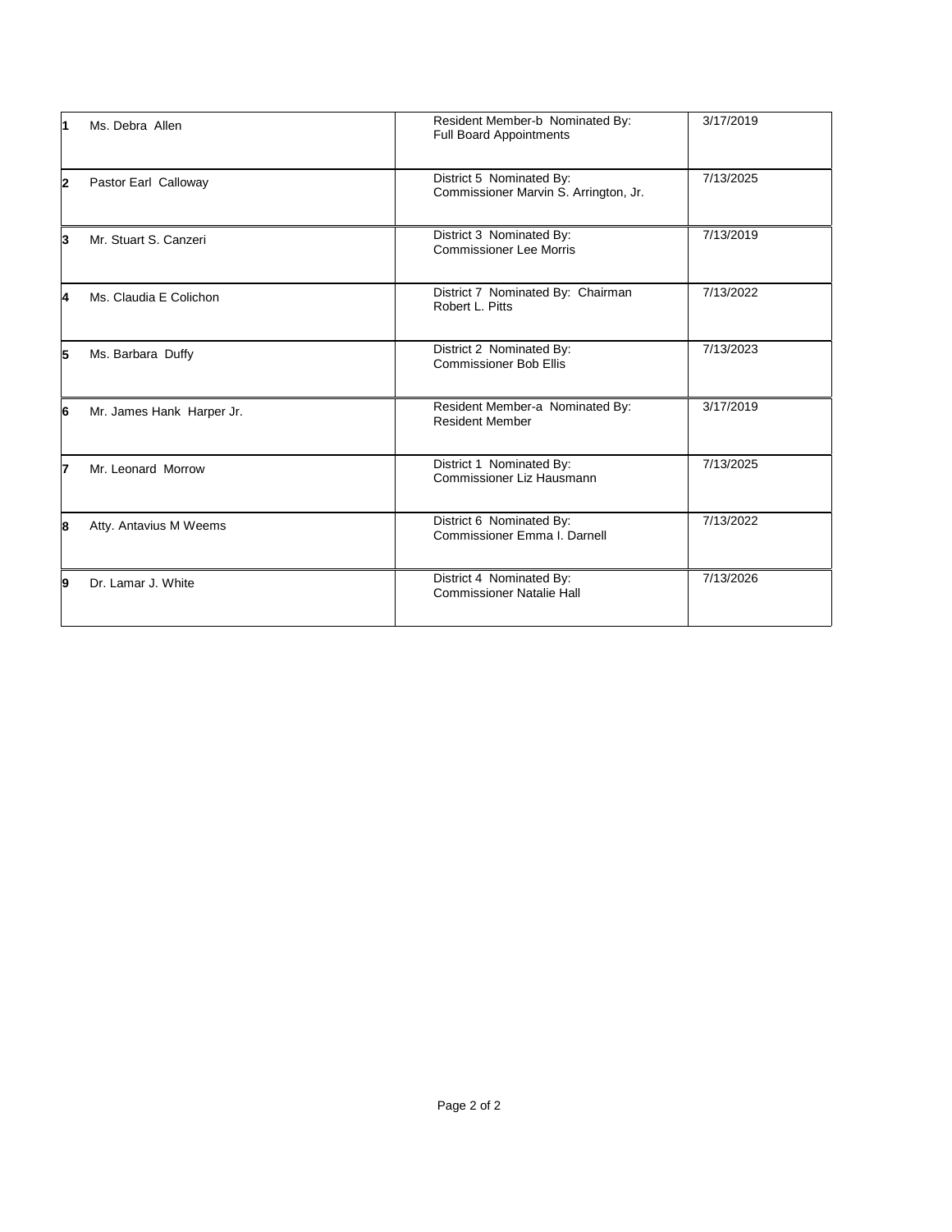| | | | |
|---|---|---|---|
| **1** | Ms. Debra Allen | Resident Member-b Nominated By: Full Board Appointments | 3/17/2019 |
| **2** | Pastor Earl Calloway | District 5 Nominated By: Commissioner Marvin S. Arrington, Jr. | 7/13/2025 |
| **3** | Mr. Stuart S. Canzeri | District 3 Nominated By: Commissioner Lee Morris | 7/13/2019 |
| **4** | Ms. Claudia E Colichon | District 7 Nominated By: Chairman Robert L. Pitts | 7/13/2022 |
| **5** | Ms. Barbara Duffy | District 2 Nominated By: Commissioner Bob Ellis | 7/13/2023 |
| **6** | Mr. James Hank Harper Jr. | Resident Member-a Nominated By: Resident Member | 3/17/2019 |
| **7** | Mr. Leonard Morrow | District 1 Nominated By: Commissioner Liz Hausmann | 7/13/2025 |
| **8** | Atty. Antavius M Weems | District 6 Nominated By: Commissioner Emma I. Darnell | 7/13/2022 |
| **9** | Dr. Lamar J. White | District 4 Nominated By: Commissioner Natalie Hall | 7/13/2026 |